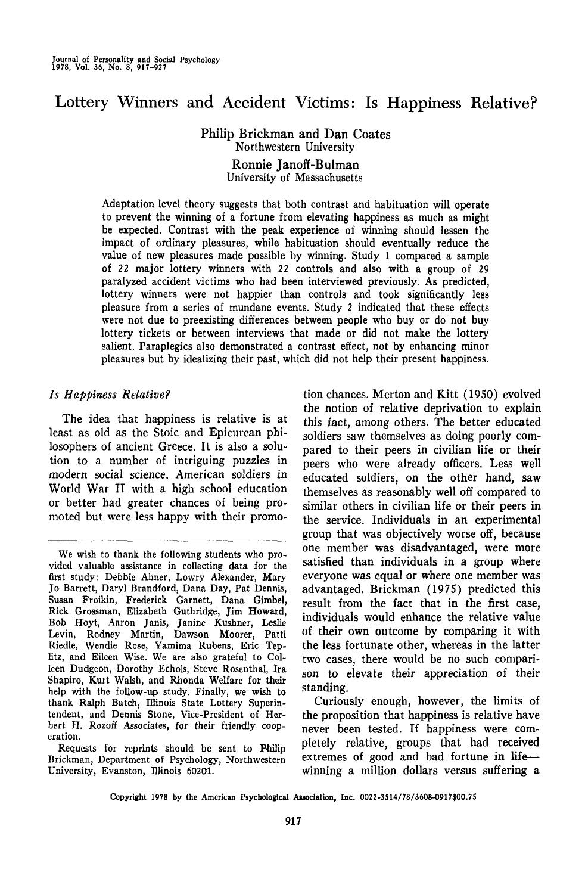# Lottery Winners and Accident Victims: Is Happiness Relative?

Philip Brickman and Dan Coates
Northwestern University

Ronnie Janoff-Bulman
University of Massachusetts

Adaptation level theory suggests that both contrast and habituation will operate to prevent the winning of a fortune from elevating happiness as much as might be expected. Contrast with the peak experience of winning should lessen the impact of ordinary pleasures, while habituation should eventually reduce the value of new pleasures made possible by winning. Study 1 compared a sample of 22 major lottery winners with 22 controls and also with a group of 29 paralyzed accident victims who had been interviewed previously. As predicted, lottery winners were not happier than controls and took significantly less pleasure from a series of mundane events. Study 2 indicated that these effects were not due to preexisting differences between people who buy or do not buy lottery tickets or between interviews that made or did not make the lottery salient. Paraplegics also demonstrated a contrast effect, not by enhancing minor pleasures but by idealizing their past, which did not help their present happiness.

## *Is Happiness Relative?*

The idea that happiness is relative is at least as old as the Stoic and Epicurean philosophers of ancient Greece. It is also a solution to a number of intriguing puzzles in modern social science. American soldiers in World War II with a high school education or better had greater chances of being promoted but were less happy with their promotion chances. Merton and Kitt (1950) evolved the notion of relative deprivation to explain this fact, among others. The better educated soldiers saw themselves as doing poorly compared to their peers in civilian life or their peers who were already officers. Less well educated soldiers, on the other hand, saw themselves as reasonably well off compared to similar others in civilian life or their peers in the service. Individuals in an experimental group that was objectively worse off, because one member was disadvantaged, were more satisfied than individuals in a group where everyone was equal or where one member was advantaged. Brickman (1975) predicted this result from the fact that in the first case, individuals would enhance the relative value of their own outcome by comparing it with the less fortunate other, whereas in the latter two cases, there would be no such comparison to elevate their appreciation of their standing.

Curiously enough, however, the limits of the proposition that happiness is relative have never been tested. If happiness were completely relative, groups that had received extremes of good and bad fortune in life—winning a million dollars versus suffering a

---

We wish to thank the following students who provided valuable assistance in collecting data for the first study: Debbie Ahner, Lowry Alexander, Mary Jo Barrett, Daryl Brandford, Dana Day, Pat Dennis, Susan Froikin, Frederick Garnett, Dana Gimbel, Rick Grossman, Elizabeth Guthridge, Jim Howard, Bob Hoyt, Aaron Janis, Janine Kushner, Leslie Levin, Rodney Martin, Dawson Moorer, Patti Riedle, Wendie Rose, Yamima Rubens, Eric Teplitz, and Eileen Wise. We are also grateful to Colleen Dudgeon, Dorothy Echols, Steve Rosenthal, Ira Shapiro, Kurt Walsh, and Rhonda Welfare for their help with the follow-up study. Finally, we wish to thank Ralph Batch, Illinois State Lottery Superintendent, and Dennis Stone, Vice-President of Herbert H. Rozoff Associates, for their friendly cooperation.

Requests for reprints should be sent to Philip Brickman, Department of Psychology, Northwestern University, Evanston, Illinois 60201.

Copyright 1978 by the American Psychological Association, Inc. 0022-3514/78/3608-0917$00.75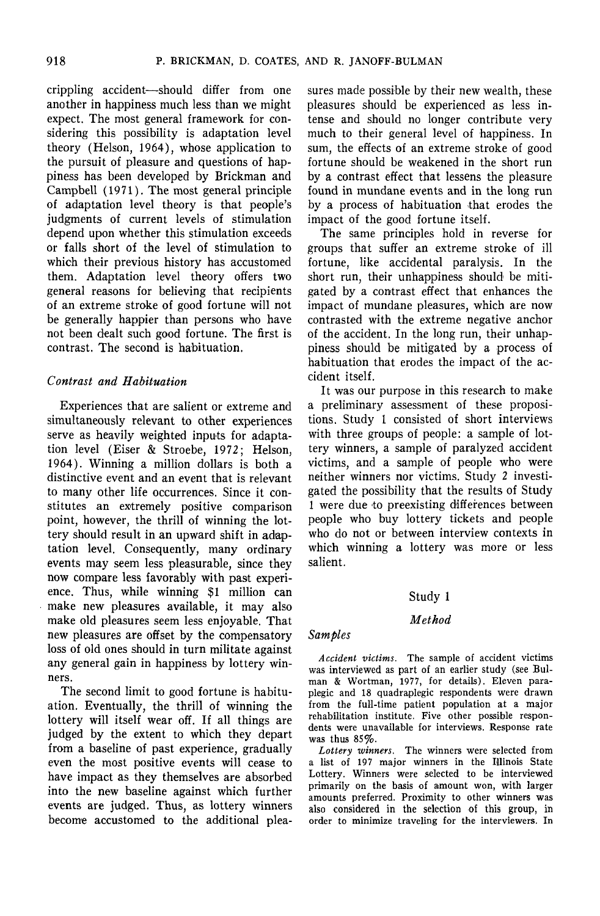crippling accident—should differ from one another in happiness much less than we might expect. The most general framework for considering this possibility is adaptation level theory (Helson, 1964), whose application to the pursuit of pleasure and questions of happiness has been developed by Brickman and Campbell (1971). The most general principle of adaptation level theory is that people's judgments of current levels of stimulation depend upon whether this stimulation exceeds or falls short of the level of stimulation to which their previous history has accustomed them. Adaptation level theory offers two general reasons for believing that recipients of an extreme stroke of good fortune will not be generally happier than persons who have not been dealt such good fortune. The first is contrast. The second is habituation.

### *Contrast and Habituation*

Experiences that are salient or extreme and simultaneously relevant to other experiences serve as heavily weighted inputs for adaptation level (Eiser & Stroebe, 1972; Helson, 1964). Winning a million dollars is both a distinctive event and an event that is relevant to many other life occurrences. Since it constitutes an extremely positive comparison point, however, the thrill of winning the lottery should result in an upward shift in adaptation level. Consequently, many ordinary events may seem less pleasurable, since they now compare less favorably with past experience. Thus, while winning $1 million can make new pleasures available, it may also make old pleasures seem less enjoyable. That new pleasures are offset by the compensatory loss of old ones should in turn militate against any general gain in happiness by lottery winners.

The second limit to good fortune is habituation. Eventually, the thrill of winning the lottery will itself wear off. If all things are judged by the extent to which they depart from a baseline of past experience, gradually even the most positive events will cease to have impact as they themselves are absorbed into the new baseline against which further events are judged. Thus, as lottery winners become accustomed to the additional pleasures made possible by their new wealth, these pleasures should be experienced as less intense and should no longer contribute very much to their general level of happiness. In sum, the effects of an extreme stroke of good fortune should be weakened in the short run by a contrast effect that lessens the pleasure found in mundane events and in the long run by a process of habituation that erodes the impact of the good fortune itself.

The same principles hold in reverse for groups that suffer an extreme stroke of ill fortune, like accidental paralysis. In the short run, their unhappiness should be mitigated by a contrast effect that enhances the impact of mundane pleasures, which are now contrasted with the extreme negative anchor of the accident. In the long run, their unhappiness should be mitigated by a process of habituation that erodes the impact of the accident itself.

It was our purpose in this research to make a preliminary assessment of these propositions. Study 1 consisted of short interviews with three groups of people: a sample of lottery winners, a sample of paralyzed accident victims, and a sample of people who were neither winners nor victims. Study 2 investigated the possibility that the results of Study 1 were due to preexisting differences between people who buy lottery tickets and people who do not or between interview contexts in which winning a lottery was more or less salient.

## Study 1

### *Method*

#### *Samples*

*Accident victims.* The sample of accident victims was interviewed as part of an earlier study (see Bulman & Wortman, 1977, for details). Eleven paraplegic and 18 quadraplegic respondents were drawn from the full-time patient population at a major rehabilitation institute. Five other possible respondents were unavailable for interviews. Response rate was thus 85%.

*Lottery winners.* The winners were selected from a list of 197 major winners in the Illinois State Lottery. Winners were selected to be interviewed primarily on the basis of amount won, with larger amounts preferred. Proximity to other winners was also considered in the selection of this group, in order to minimize traveling for the interviewers. In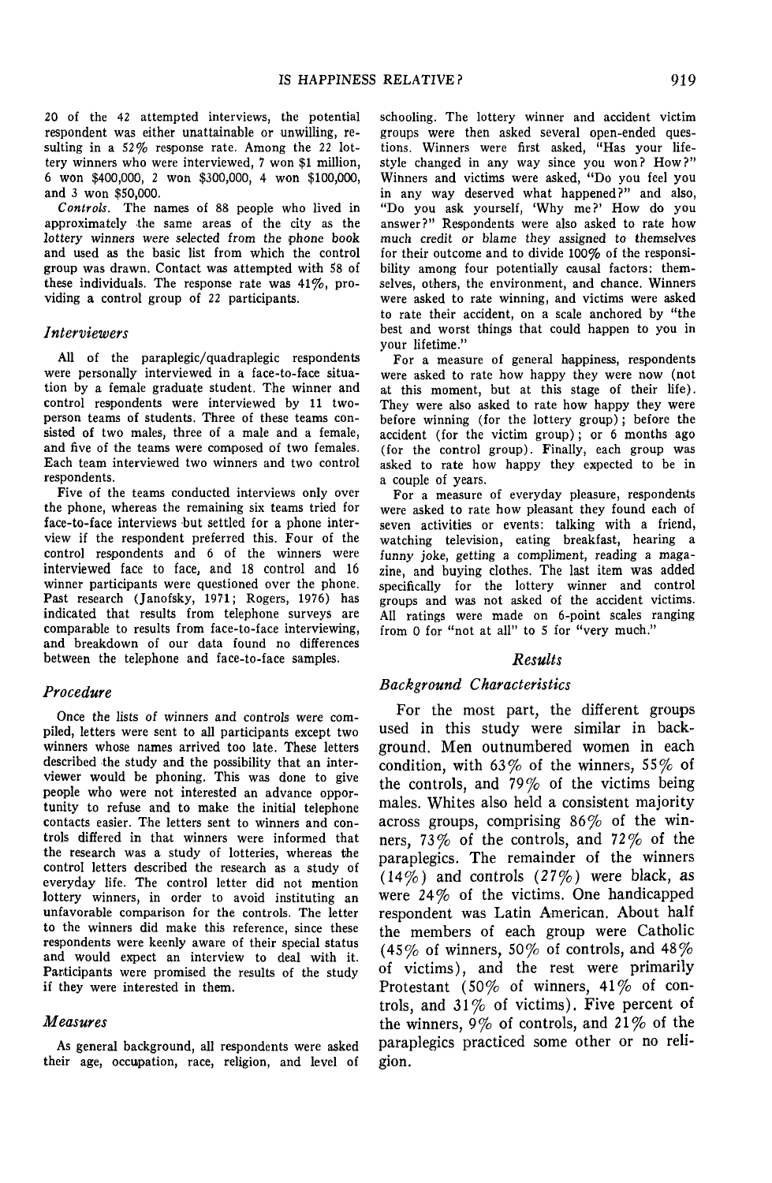20 of the 42 attempted interviews, the potential respondent was either unattainable or unwilling, resulting in a 52% response rate. Among the 22 lottery winners who were interviewed, 7 won $1 million, 6 won $400,000, 2 won $300,000, 4 won $100,000, and 3 won $50,000.

*Controls.* The names of 88 people who lived in approximately the same areas of the city as the lottery winners were selected from the phone book and used as the basic list from which the control group was drawn. Contact was attempted with 58 of these individuals. The response rate was 41%, providing a control group of 22 participants.

### *Interviewers*

All of the paraplegic/quadraplegic respondents were personally interviewed in a face-to-face situation by a female graduate student. The winner and control respondents were interviewed by 11 two-person teams of students. Three of these teams consisted of two males, three of a male and a female, and five of the teams were composed of two females. Each team interviewed two winners and two control respondents.

Five of the teams conducted interviews only over the phone, whereas the remaining six teams tried for face-to-face interviews but settled for a phone interview if the respondent preferred this. Four of the control respondents and 6 of the winners were interviewed face to face, and 18 control and 16 winner participants were questioned over the phone. Past research (Janofsky, 1971; Rogers, 1976) has indicated that results from telephone surveys are comparable to results from face-to-face interviewing, and breakdown of our data found no differences between the telephone and face-to-face samples.

### *Procedure*

Once the lists of winners and controls were compiled, letters were sent to all participants except two winners whose names arrived too late. These letters described the study and the possibility that an interviewer would be phoning. This was done to give people who were not interested an advance opportunity to refuse and to make the initial telephone contacts easier. The letters sent to winners and controls differed in that winners were informed that the research was a study of lotteries, whereas the control letters described the research as a study of everyday life. The control letter did not mention lottery winners, in order to avoid instituting an unfavorable comparison for the controls. The letter to the winners did make this reference, since these respondents were keenly aware of their special status and would expect an interview to deal with it. Participants were promised the results of the study if they were interested in them.

### *Measures*

As general background, all respondents were asked their age, occupation, race, religion, and level of schooling. The lottery winner and accident victim groups were then asked several open-ended questions. Winners were first asked, "Has your lifestyle changed in any way since you won? How?" Winners and victims were asked, "Do you feel you in any way deserved what happened?" and also, "Do you ask yourself, 'Why me?' How do you answer?" Respondents were also asked to rate how much credit or blame they assigned to themselves for their outcome and to divide 100% of the responsibility among four potentially causal factors: themselves, others, the environment, and chance. Winners were asked to rate winning, and victims were asked to rate their accident, on a scale anchored by "the best and worst things that could happen to you in your lifetime."

For a measure of general happiness, respondents were asked to rate how happy they were now (not at this moment, but at this stage of their life). They were also asked to rate how happy they were before winning (for the lottery group); before the accident (for the victim group); or 6 months ago (for the control group). Finally, each group was asked to rate how happy they expected to be in a couple of years.

For a measure of everyday pleasure, respondents were asked to rate how pleasant they found each of seven activities or events: talking with a friend, watching television, eating breakfast, hearing a funny joke, getting a compliment, reading a magazine, and buying clothes. The last item was added specifically for the lottery winner and control groups and was not asked of the accident victims. All ratings were made on 6-point scales ranging from 0 for "not at all" to 5 for "very much."

## Results

### *Background Characteristics*

For the most part, the different groups used in this study were similar in background. Men outnumbered women in each condition, with 63% of the winners, 55% of the controls, and 79% of the victims being males. Whites also held a consistent majority across groups, comprising 86% of the winners, 73% of the controls, and 72% of the paraplegics. The remainder of the winners (14%) and controls (27%) were black, as were 24% of the victims. One handicapped respondent was Latin American. About half the members of each group were Catholic (45% of winners, 50% of controls, and 48% of victims), and the rest were primarily Protestant (50% of winners, 41% of controls, and 31% of victims). Five percent of the winners, 9% of controls, and 21% of the paraplegics practiced some other or no religion.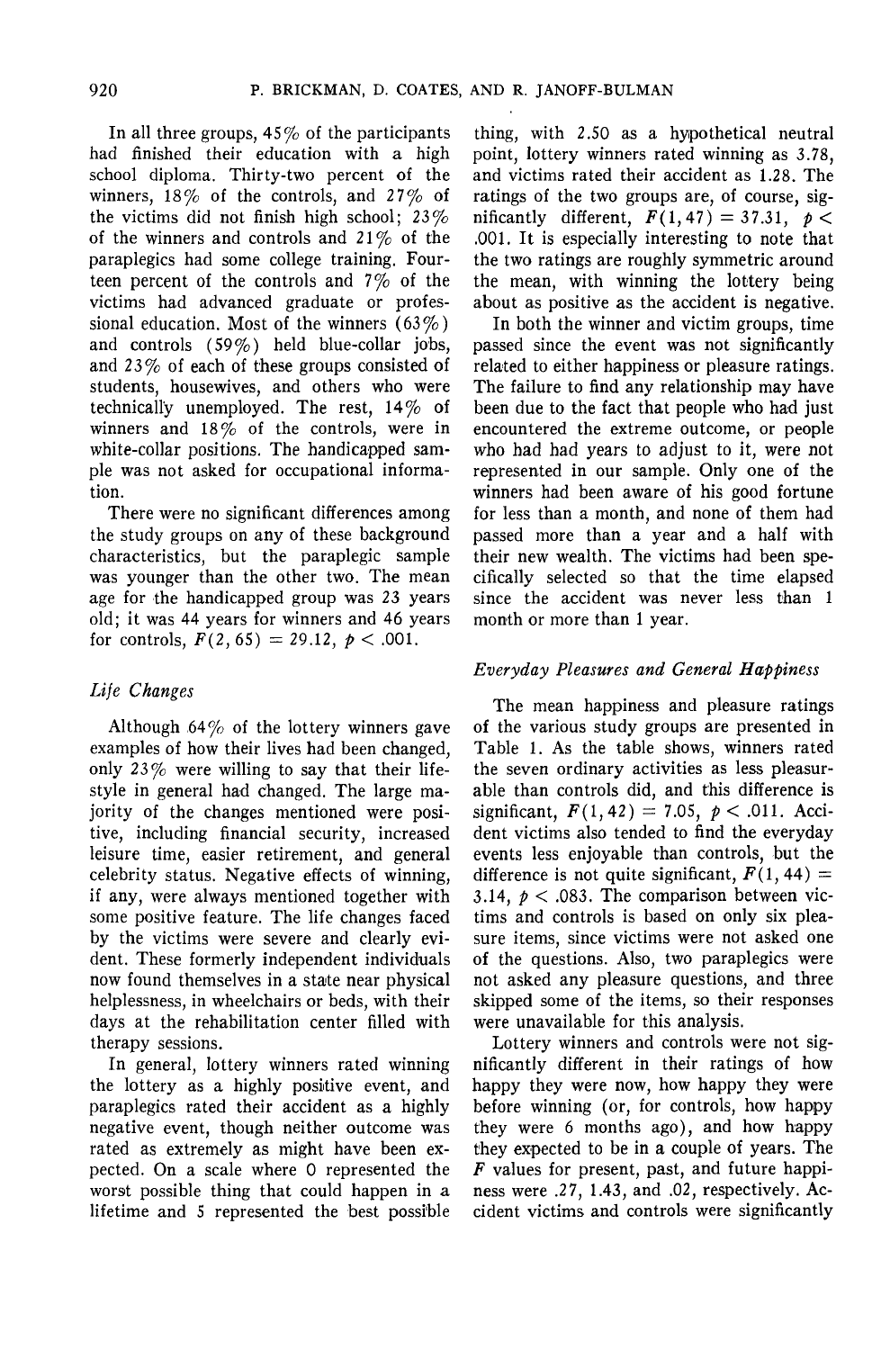In all three groups, 45% of the participants had finished their education with a high school diploma. Thirty-two percent of the winners, 18% of the controls, and 27% of the victims did not finish high school; 23% of the winners and controls and 21% of the paraplegics had some college training. Fourteen percent of the controls and 7% of the victims had advanced graduate or professional education. Most of the winners (63%) and controls (59%) held blue-collar jobs, and 23% of each of these groups consisted of students, housewives, and others who were technically unemployed. The rest, 14% of winners and 18% of the controls, were in white-collar positions. The handicapped sample was not asked for occupational information.

There were no significant differences among the study groups on any of these background characteristics, but the paraplegic sample was younger than the other two. The mean age for the handicapped group was 23 years old; it was 44 years for winners and 46 years for controls, $F(2, 65) = 29.12$, $p < .001$.

### *Life Changes*

Although 64% of the lottery winners gave examples of how their lives had been changed, only 23% were willing to say that their lifestyle in general had changed. The large majority of the changes mentioned were positive, including financial security, increased leisure time, easier retirement, and general celebrity status. Negative effects of winning, if any, were always mentioned together with some positive feature. The life changes faced by the victims were severe and clearly evident. These formerly independent individuals now found themselves in a state near physical helplessness, in wheelchairs or beds, with their days at the rehabilitation center filled with therapy sessions.

In general, lottery winners rated winning the lottery as a highly positive event, and paraplegics rated their accident as a highly negative event, though neither outcome was rated as extremely as might have been expected. On a scale where 0 represented the worst possible thing that could happen in a lifetime and 5 represented the best possible thing, with 2.50 as a hypothetical neutral point, lottery winners rated winning as 3.78, and victims rated their accident as 1.28. The ratings of the two groups are, of course, significantly different, $F(1, 47) = 37.31$, $p < .001$. It is especially interesting to note that the two ratings are roughly symmetric around the mean, with winning the lottery being about as positive as the accident is negative.

In both the winner and victim groups, time passed since the event was not significantly related to either happiness or pleasure ratings. The failure to find any relationship may have been due to the fact that people who had just encountered the extreme outcome, or people who had had years to adjust to it, were not represented in our sample. Only one of the winners had been aware of his good fortune for less than a month, and none of them had passed more than a year and a half with their new wealth. The victims had been specifically selected so that the time elapsed since the accident was never less than 1 month or more than 1 year.

### *Everyday Pleasures and General Happiness*

The mean happiness and pleasure ratings of the various study groups are presented in Table 1. As the table shows, winners rated the seven ordinary activities as less pleasurable than controls did, and this difference is significant, $F(1, 42) = 7.05$, $p < .011$. Accident victims also tended to find the everyday events less enjoyable than controls, but the difference is not quite significant, $F(1, 44) = 3.14$, $p < .083$. The comparison between victims and controls is based on only six pleasure items, since victims were not asked one of the questions. Also, two paraplegics were not asked any pleasure questions, and three skipped some of the items, so their responses were unavailable for this analysis.

Lottery winners and controls were not significantly different in their ratings of how happy they were now, how happy they were before winning (or, for controls, how happy they were 6 months ago), and how happy they expected to be in a couple of years. The $F$ values for present, past, and future happiness were .27, 1.43, and .02, respectively. Accident victims and controls were significantly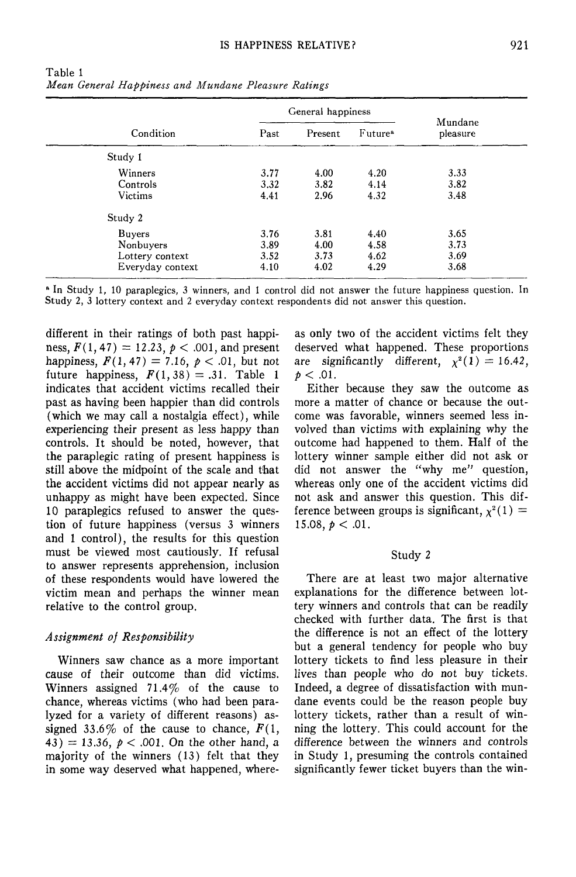Table 1
*Mean General Happiness and Mundane Pleasure Ratings*

| Condition | General happiness | | | Mundane pleasure |
|---|---|---|---|---|
| | Past | Present | Future[a] | |
| Study 1 | | | | |
| Winners | 3.77 | 4.00 | 4.20 | 3.33 |
| Controls | 3.32 | 3.82 | 4.14 | 3.82 |
| Victims | 4.41 | 2.96 | 4.32 | 3.48 |
| Study 2 | | | | |
| Buyers | 3.76 | 3.81 | 4.40 | 3.65 |
| Nonbuyers | 3.89 | 4.00 | 4.58 | 3.73 |
| Lottery context | 3.52 | 3.73 | 4.62 | 3.69 |
| Everyday context | 4.10 | 4.02 | 4.29 | 3.68 |

[a] In Study 1, 10 paraplegics, 3 winners, and 1 control did not answer the future happiness question. In Study 2, 3 lottery context and 2 everyday context respondents did not answer this question.

different in their ratings of both past happiness, $F(1, 47) = 12.23$, $p < .001$, and present happiness, $F(1, 47) = 7.16$, $p < .01$, but not future happiness, $F(1, 38) = .31$. Table 1 indicates that accident victims recalled their past as having been happier than did controls (which we may call a nostalgia effect), while experiencing their present as less happy than controls. It should be noted, however, that the paraplegic rating of present happiness is still above the midpoint of the scale and that the accident victims did not appear nearly as unhappy as might have been expected. Since 10 paraplegics refused to answer the question of future happiness (versus 3 winners and 1 control), the results for this question must be viewed most cautiously. If refusal to answer represents apprehension, inclusion of these respondents would have lowered the victim mean and perhaps the winner mean relative to the control group.

### *Assignment of Responsibility*

Winners saw chance as a more important cause of their outcome than did victims. Winners assigned 71.4% of the cause to chance, whereas victims (who had been paralyzed for a variety of different reasons) assigned 33.6% of the cause to chance, $F(1, 43) = 13.36$, $p < .001$. On the other hand, a majority of the winners (13) felt that they in some way deserved what happened, whereas only two of the accident victims felt they deserved what happened. These proportions are significantly different, $\chi^2(1) = 16.42$, $p < .01$.

Either because they saw the outcome as more a matter of chance or because the outcome was favorable, winners seemed less involved than victims with explaining why the outcome had happened to them. Half of the lottery winner sample either did not ask or did not answer the "why me" question, whereas only one of the accident victims did not ask and answer this question. This difference between groups is significant, $\chi^2(1) = 15.08$, $p < .01$.

## Study 2

There are at least two major alternative explanations for the difference between lottery winners and controls that can be readily checked with further data. The first is that the difference is not an effect of the lottery but a general tendency for people who buy lottery tickets to find less pleasure in their lives than people who do not buy tickets. Indeed, a degree of dissatisfaction with mundane events could be the reason people buy lottery tickets, rather than a result of winning the lottery. This could account for the difference between the winners and controls in Study 1, presuming the controls contained significantly fewer ticket buyers than the win-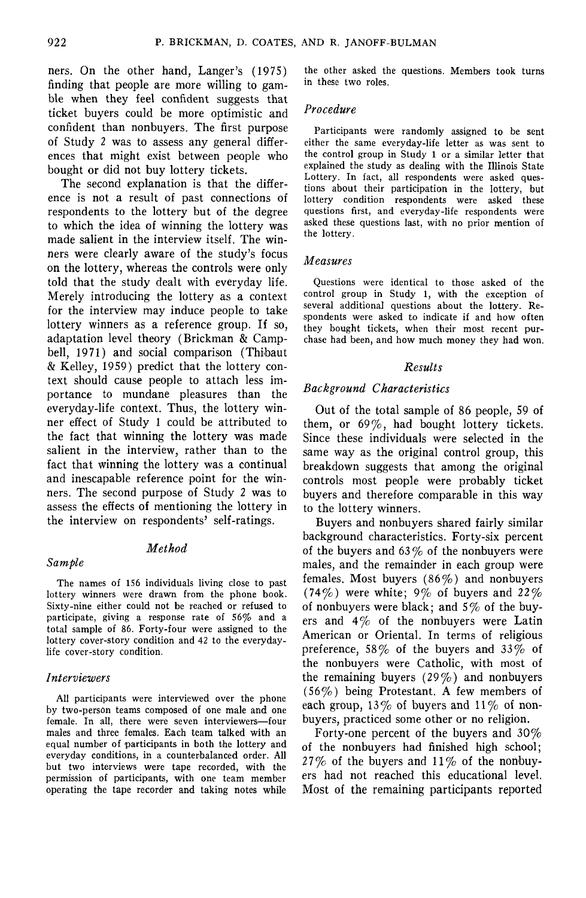ners. On the other hand, Langer's (1975) finding that people are more willing to gamble when they feel confident suggests that ticket buyers could be more optimistic and confident than nonbuyers. The first purpose of Study 2 was to assess any general differences that might exist between people who bought or did not buy lottery tickets.

The second explanation is that the difference is not a result of past connections of respondents to the lottery but of the degree to which the idea of winning the lottery was made salient in the interview itself. The winners were clearly aware of the study's focus on the lottery, whereas the controls were only told that the study dealt with everyday life. Merely introducing the lottery as a context for the interview may induce people to take lottery winners as a reference group. If so, adaptation level theory (Brickman & Campbell, 1971) and social comparison (Thibaut & Kelley, 1959) predict that the lottery context should cause people to attach less importance to mundane pleasures than the everyday-life context. Thus, the lottery winner effect of Study 1 could be attributed to the fact that winning the lottery was made salient in the interview, rather than to the fact that winning the lottery was a continual and inescapable reference point for the winners. The second purpose of Study 2 was to assess the effects of mentioning the lottery in the interview on respondents' self-ratings.

## Method

### Sample

The names of 156 individuals living close to past lottery winners were drawn from the phone book. Sixty-nine either could not be reached or refused to participate, giving a response rate of 56% and a total sample of 86. Forty-four were assigned to the lottery cover-story condition and 42 to the everyday-life cover-story condition.

### Interviewers

All participants were interviewed over the phone by two-person teams composed of one male and one female. In all, there were seven interviewers—four males and three females. Each team talked with an equal number of participants in both the lottery and everyday conditions, in a counterbalanced order. All but two interviews were tape recorded, with the permission of participants, with one team member operating the tape recorder and taking notes while the other asked the questions. Members took turns in these two roles.

### Procedure

Participants were randomly assigned to be sent either the same everyday-life letter as was sent to the control group in Study 1 or a similar letter that explained the study as dealing with the Illinois State Lottery. In fact, all respondents were asked questions about their participation in the lottery, but lottery condition respondents were asked these questions first, and everyday-life respondents were asked these questions last, with no prior mention of the lottery.

### Measures

Questions were identical to those asked of the control group in Study 1, with the exception of several additional questions about the lottery. Respondents were asked to indicate if and how often they bought tickets, when their most recent purchase had been, and how much money they had won.

## Results

### Background Characteristics

Out of the total sample of 86 people, 59 of them, or 69%, had bought lottery tickets. Since these individuals were selected in the same way as the original control group, this breakdown suggests that among the original controls most people were probably ticket buyers and therefore comparable in this way to the lottery winners.

Buyers and nonbuyers shared fairly similar background characteristics. Forty-six percent of the buyers and 63% of the nonbuyers were males, and the remainder in each group were females. Most buyers (86%) and nonbuyers (74%) were white; 9% of buyers and 22% of nonbuyers were black; and 5% of the buyers and 4% of the nonbuyers were Latin American or Oriental. In terms of religious preference, 58% of the buyers and 33% of the nonbuyers were Catholic, with most of the remaining buyers (29%) and nonbuyers (56%) being Protestant. A few members of each group, 13% of buyers and 11% of nonbuyers, practiced some other or no religion.

Forty-one percent of the buyers and 30% of the nonbuyers had finished high school; 27% of the buyers and 11% of the nonbuyers had not reached this educational level. Most of the remaining participants reported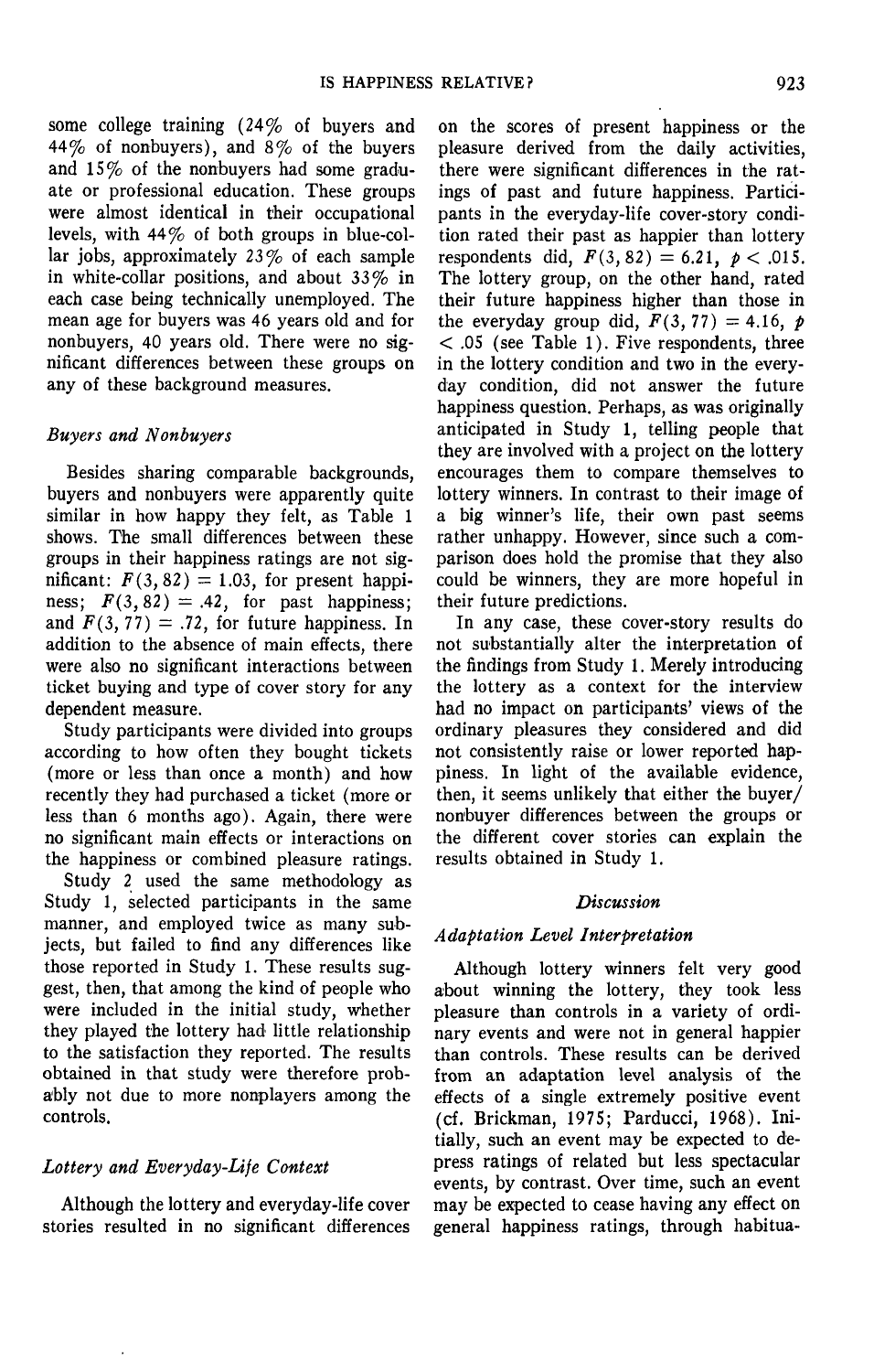some college training (24% of buyers and 44% of nonbuyers), and 8% of the buyers and 15% of the nonbuyers had some graduate or professional education. These groups were almost identical in their occupational levels, with 44% of both groups in blue-collar jobs, approximately 23% of each sample in white-collar positions, and about 33% in each case being technically unemployed. The mean age for buyers was 46 years old and for nonbuyers, 40 years old. There were no significant differences between these groups on any of these background measures.

### *Buyers and Nonbuyers*

Besides sharing comparable backgrounds, buyers and nonbuyers were apparently quite similar in how happy they felt, as Table 1 shows. The small differences between these groups in their happiness ratings are not significant: $F(3, 82) = 1.03$, for present happiness; $F(3, 82) = .42$, for past happiness; and $F(3, 77) = .72$, for future happiness. In addition to the absence of main effects, there were also no significant interactions between ticket buying and type of cover story for any dependent measure.

Study participants were divided into groups according to how often they bought tickets (more or less than once a month) and how recently they had purchased a ticket (more or less than 6 months ago). Again, there were no significant main effects or interactions on the happiness or combined pleasure ratings.

Study 2 used the same methodology as Study 1, selected participants in the same manner, and employed twice as many subjects, but failed to find any differences like those reported in Study 1. These results suggest, then, that among the kind of people who were included in the initial study, whether they played the lottery had little relationship to the satisfaction they reported. The results obtained in that study were therefore probably not due to more nonplayers among the controls.

### *Lottery and Everyday-Life Context*

Although the lottery and everyday-life cover stories resulted in no significant differences on the scores of present happiness or the pleasure derived from the daily activities, there were significant differences in the ratings of past and future happiness. Participants in the everyday-life cover-story condition rated their past as happier than lottery respondents did, $F(3, 82) = 6.21$, $p < .015$. The lottery group, on the other hand, rated their future happiness higher than those in the everyday group did, $F(3, 77) = 4.16$, $p < .05$ (see Table 1). Five respondents, three in the lottery condition and two in the everyday condition, did not answer the future happiness question. Perhaps, as was originally anticipated in Study 1, telling people that they are involved with a project on the lottery encourages them to compare themselves to lottery winners. In contrast to their image of a big winner's life, their own past seems rather unhappy. However, since such a comparison does hold the promise that they also could be winners, they are more hopeful in their future predictions.

In any case, these cover-story results do not substantially alter the interpretation of the findings from Study 1. Merely introducing the lottery as a context for the interview had no impact on participants' views of the ordinary pleasures they considered and did not consistently raise or lower reported happiness. In light of the available evidence, then, it seems unlikely that either the buyer/nonbuyer differences between the groups or the different cover stories can explain the results obtained in Study 1.

## *Discussion*

### *Adaptation Level Interpretation*

Although lottery winners felt very good about winning the lottery, they took less pleasure than controls in a variety of ordinary events and were not in general happier than controls. These results can be derived from an adaptation level analysis of the effects of a single extremely positive event (cf. Brickman, 1975; Parducci, 1968). Initially, such an event may be expected to depress ratings of related but less spectacular events, by contrast. Over time, such an event may be expected to cease having any effect on general happiness ratings, through habitua-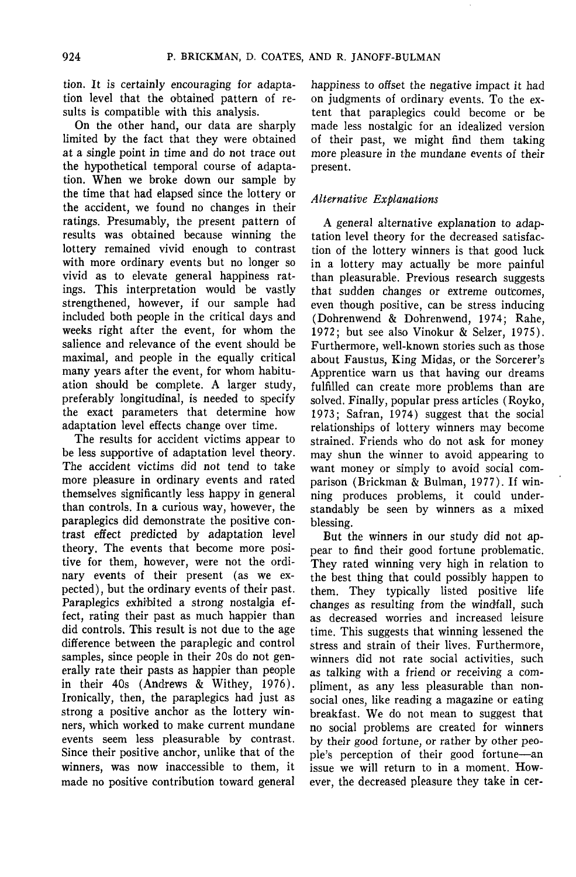tion. It is certainly encouraging for adaptation level that the obtained pattern of results is compatible with this analysis.

On the other hand, our data are sharply limited by the fact that they were obtained at a single point in time and do not trace out the hypothetical temporal course of adaptation. When we broke down our sample by the time that had elapsed since the lottery or the accident, we found no changes in their ratings. Presumably, the present pattern of results was obtained because winning the lottery remained vivid enough to contrast with more ordinary events but no longer so vivid as to elevate general happiness ratings. This interpretation would be vastly strengthened, however, if our sample had included both people in the critical days and weeks right after the event, for whom the salience and relevance of the event should be maximal, and people in the equally critical many years after the event, for whom habituation should be complete. A larger study, preferably longitudinal, is needed to specify the exact parameters that determine how adaptation level effects change over time.

The results for accident victims appear to be less supportive of adaptation level theory. The accident victims did not tend to take more pleasure in ordinary events and rated themselves significantly less happy in general than controls. In a curious way, however, the paraplegics did demonstrate the positive contrast effect predicted by adaptation level theory. The events that become more positive for them, however, were not the ordinary events of their present (as we expected), but the ordinary events of their past. Paraplegics exhibited a strong nostalgia effect, rating their past as much happier than did controls. This result is not due to the age difference between the paraplegic and control samples, since people in their 20s do not generally rate their pasts as happier than people in their 40s (Andrews & Withey, 1976). Ironically, then, the paraplegics had just as strong a positive anchor as the lottery winners, which worked to make current mundane events seem less pleasurable by contrast. Since their positive anchor, unlike that of the winners, was now inaccessible to them, it made no positive contribution toward general happiness to offset the negative impact it had on judgments of ordinary events. To the extent that paraplegics could become or be made less nostalgic for an idealized version of their past, we might find them taking more pleasure in the mundane events of their present.

### *Alternative Explanations*

A general alternative explanation to adaptation level theory for the decreased satisfaction of the lottery winners is that good luck in a lottery may actually be more painful than pleasurable. Previous research suggests that sudden changes or extreme outcomes, even though positive, can be stress inducing (Dohrenwend & Dohrenwend, 1974; Rahe, 1972; but see also Vinokur & Selzer, 1975). Furthermore, well-known stories such as those about Faustus, King Midas, or the Sorcerer's Apprentice warn us that having our dreams fulfilled can create more problems than are solved. Finally, popular press articles (Royko, 1973; Safran, 1974) suggest that the social relationships of lottery winners may become strained. Friends who do not ask for money may shun the winner to avoid appearing to want money or simply to avoid social comparison (Brickman & Bulman, 1977). If winning produces problems, it could understandably be seen by winners as a mixed blessing.

But the winners in our study did not appear to find their good fortune problematic. They rated winning very high in relation to the best thing that could possibly happen to them. They typically listed positive life changes as resulting from the windfall, such as decreased worries and increased leisure time. This suggests that winning lessened the stress and strain of their lives. Furthermore, winners did not rate social activities, such as talking with a friend or receiving a compliment, as any less pleasurable than nonsocial ones, like reading a magazine or eating breakfast. We do not mean to suggest that no social problems are created for winners by their good fortune, or rather by other people's perception of their good fortune—an issue we will return to in a moment. However, the decreased pleasure they take in cer-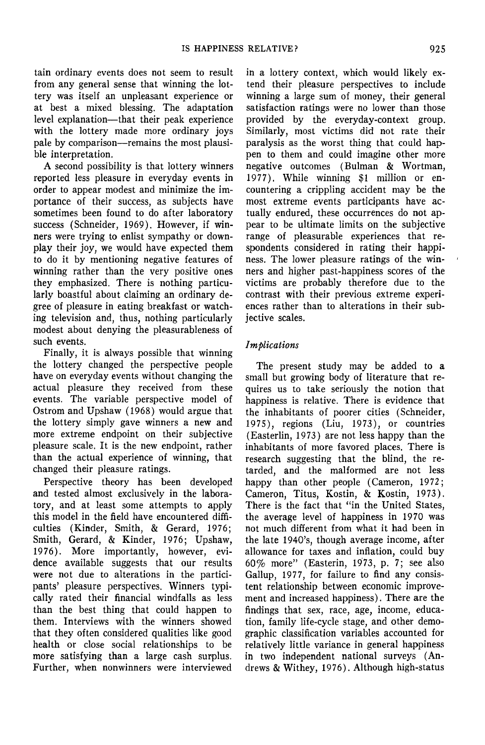tain ordinary events does not seem to result from any general sense that winning the lottery was itself an unpleasant experience or at best a mixed blessing. The adaptation level explanation—that their peak experience with the lottery made more ordinary joys pale by comparison—remains the most plausible interpretation.

A second possibility is that lottery winners reported less pleasure in everyday events in order to appear modest and minimize the importance of their success, as subjects have sometimes been found to do after laboratory success (Schneider, 1969). However, if winners were trying to enlist sympathy or downplay their joy, we would have expected them to do it by mentioning negative features of winning rather than the very positive ones they emphasized. There is nothing particularly boastful about claiming an ordinary degree of pleasure in eating breakfast or watching television and, thus, nothing particularly modest about denying the pleasurableness of such events.

Finally, it is always possible that winning the lottery changed the perspective people have on everyday events without changing the actual pleasure they received from these events. The variable perspective model of Ostrom and Upshaw (1968) would argue that the lottery simply gave winners a new and more extreme endpoint on their subjective pleasure scale. It is the new endpoint, rather than the actual experience of winning, that changed their pleasure ratings.

Perspective theory has been developed and tested almost exclusively in the laboratory, and at least some attempts to apply this model in the field have encountered difficulties (Kinder, Smith, & Gerard, 1976; Smith, Gerard, & Kinder, 1976; Upshaw, 1976). More importantly, however, evidence available suggests that our results were not due to alterations in the participants' pleasure perspectives. Winners typically rated their financial windfalls as less than the best thing that could happen to them. Interviews with the winners showed that they often considered qualities like good health or close social relationships to be more satisfying than a large cash surplus. Further, when nonwinners were interviewed in a lottery context, which would likely extend their pleasure perspectives to include winning a large sum of money, their general satisfaction ratings were no lower than those provided by the everyday-context group. Similarly, most victims did not rate their paralysis as the worst thing that could happen to them and could imagine other more negative outcomes (Bulman & Wortman, 1977). While winning $1 million or encountering a crippling accident may be the most extreme events participants have actually endured, these occurrences do not appear to be ultimate limits on the subjective range of pleasurable experiences that respondents considered in rating their happiness. The lower pleasure ratings of the winners and higher past-happiness scores of the victims are probably therefore due to the contrast with their previous extreme experiences rather than to alterations in their subjective scales.

### *Implications*

The present study may be added to a small but growing body of literature that requires us to take seriously the notion that happiness is relative. There is evidence that the inhabitants of poorer cities (Schneider, 1975), regions (Liu, 1973), or countries (Easterlin, 1973) are not less happy than the inhabitants of more favored places. There is research suggesting that the blind, the retarded, and the malformed are not less happy than other people (Cameron, 1972; Cameron, Titus, Kostin, & Kostin, 1973). There is the fact that "in the United States, the average level of happiness in 1970 was not much different from what it had been in the late 1940's, though average income, after allowance for taxes and inflation, could buy 60% more" (Easterin, 1973, p. 7; see also Gallup, 1977, for failure to find any consistent relationship between economic improvement and increased happiness). There are the findings that sex, race, age, income, education, family life-cycle stage, and other demographic classification variables accounted for relatively little variance in general happiness in two independent national surveys (Andrews & Withey, 1976). Although high-status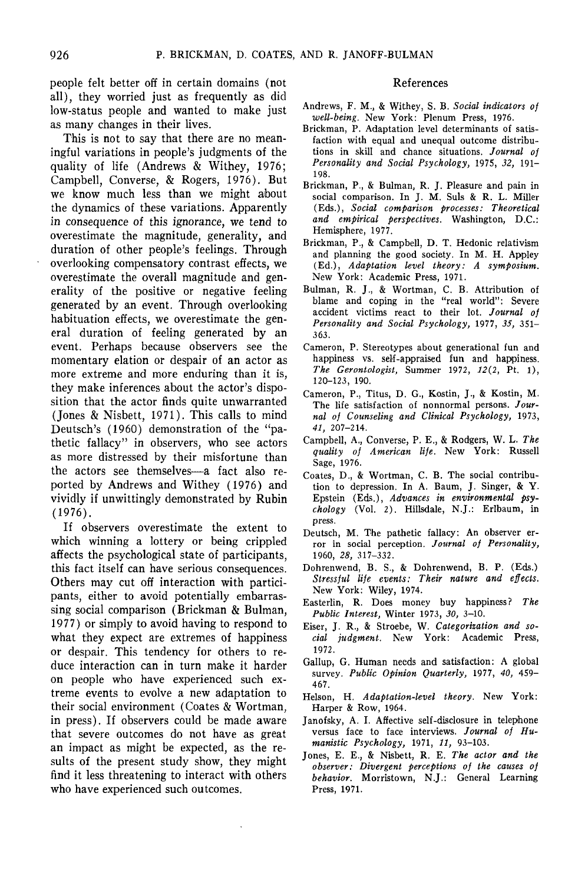people felt better off in certain domains (not all), they worried just as frequently as did low-status people and wanted to make just as many changes in their lives.

This is not to say that there are no meaningful variations in people's judgments of the quality of life (Andrews & Withey, 1976; Campbell, Converse, & Rogers, 1976). But we know much less than we might about the dynamics of these variations. Apparently in consequence of this ignorance, we tend to overestimate the magnitude, generality, and duration of other people's feelings. Through overlooking compensatory contrast effects, we overestimate the overall magnitude and generality of the positive or negative feeling generated by an event. Through overlooking habituation effects, we overestimate the general duration of feeling generated by an event. Perhaps because observers see the momentary elation or despair of an actor as more extreme and more enduring than it is, they make inferences about the actor's disposition that the actor finds quite unwarranted (Jones & Nisbett, 1971). This calls to mind Deutsch's (1960) demonstration of the "pathetic fallacy" in observers, who see actors as more distressed by their misfortune than the actors see themselves—a fact also reported by Andrews and Withey (1976) and vividly if unwittingly demonstrated by Rubin (1976).

If observers overestimate the extent to which winning a lottery or being crippled affects the psychological state of participants, this fact itself can have serious consequences. Others may cut off interaction with participants, either to avoid potentially embarrassing social comparison (Brickman & Bulman, 1977) or simply to avoid having to respond to what they expect are extremes of happiness or despair. This tendency for others to reduce interaction can in turn make it harder on people who have experienced such extreme events to evolve a new adaptation to their social environment (Coates & Wortman, in press). If observers could be made aware that severe outcomes do not have as great an impact as might be expected, as the results of the present study show, they might find it less threatening to interact with others who have experienced such outcomes.

## References

Andrews, F. M., & Withey, S. B. *Social indicators of well-being*. New York: Plenum Press, 1976.

Brickman, P. Adaptation level determinants of satisfaction with equal and unequal outcome distributions in skill and chance situations. *Journal of Personality and Social Psychology*, 1975, *32*, 191–198.

Brickman, P., & Bulman, R. J. Pleasure and pain in social comparison. In J. M. Suls & R. L. Miller (Eds.), *Social comparison processes: Theoretical and empirical perspectives*. Washington, D.C.: Hemisphere, 1977.

Brickman, P., & Campbell, D. T. Hedonic relativism and planning the good society. In M. H. Appley (Ed.), *Adaptation level theory: A symposium*. New York: Academic Press, 1971.

Bulman, R. J., & Wortman, C. B. Attribution of blame and coping in the "real world": Severe accident victims react to their lot. *Journal of Personality and Social Psychology*, 1977, *35*, 351–363.

Cameron, P. Stereotypes about generational fun and happiness vs. self-appraised fun and happiness. *The Gerontologist*, Summer 1972, *12*(2, Pt. 1), 120–123, 190.

Cameron, P., Titus, D. G., Kostin, J., & Kostin, M. The life satisfaction of nonnormal persons. *Journal of Counseling and Clinical Psychology*, 1973, *41*, 207–214.

Campbell, A., Converse, P. E., & Rodgers, W. L. *The quality of American life*. New York: Russell Sage, 1976.

Coates, D., & Wortman, C. B. The social contribution to depression. In A. Baum, J. Singer, & Y. Epstein (Eds.), *Advances in environmental psychology* (Vol. 2). Hillsdale, N.J.: Erlbaum, in press.

Deutsch, M. The pathetic fallacy: An observer error in social perception. *Journal of Personality*, 1960, *28*, 317–332.

Dohrenwend, B. S., & Dohrenwend, B. P. (Eds.) *Stressful life events: Their nature and effects*. New York: Wiley, 1974.

Easterlin, R. Does money buy happiness? *The Public Interest*, Winter 1973, *30*, 3–10.

Eiser, J. R., & Stroebe, W. *Categorization and social judgment*. New York: Academic Press, 1972.

Gallup, G. Human needs and satisfaction: A global survey. *Public Opinion Quarterly*, 1977, *40*, 459–467.

Helson, H. *Adaptation-level theory*. New York: Harper & Row, 1964.

Janofsky, A. I. Affective self-disclosure in telephone versus face to face interviews. *Journal of Humanistic Psychology*, 1971, *11*, 93–103.

Jones, E. E., & Nisbett, R. E. *The actor and the observer: Divergent perceptions of the causes of behavior*. Morristown, N.J.: General Learning Press, 1971.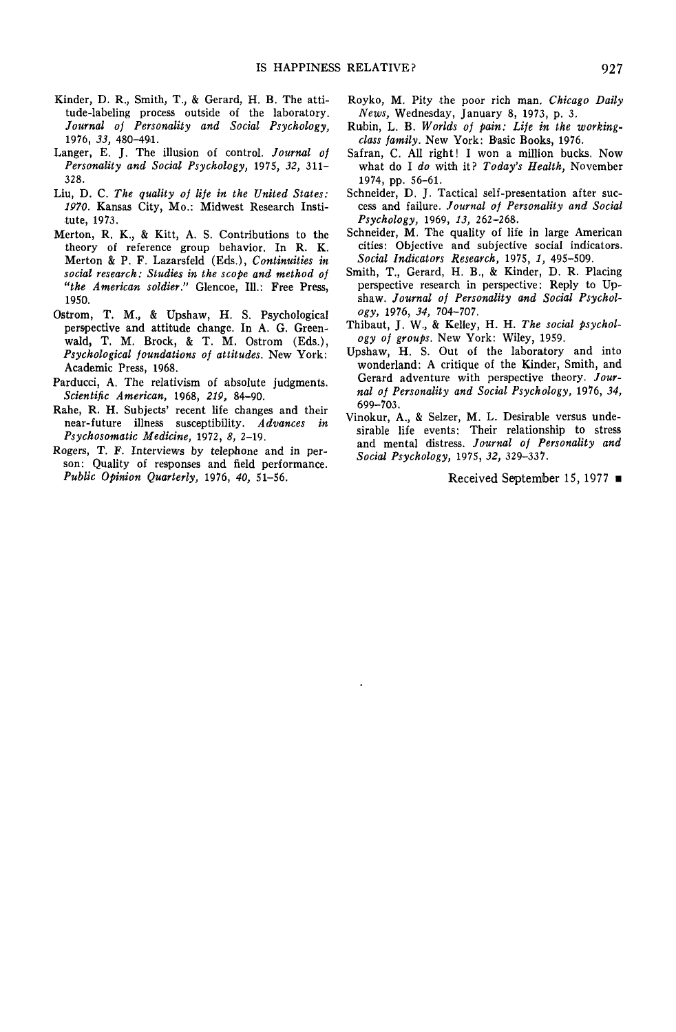Kinder, D. R., Smith, T., & Gerard, H. B. The attitude-labeling process outside of the laboratory. *Journal of Personality and Social Psychology*, 1976, *33*, 480–491.

Langer, E. J. The illusion of control. *Journal of Personality and Social Psychology*, 1975, *32*, 311–328.

Liu, D. C. *The quality of life in the United States: 1970.* Kansas City, Mo.: Midwest Research Institute, 1973.

Merton, R. K., & Kitt, A. S. Contributions to the theory of reference group behavior. In R. K. Merton & P. F. Lazarsfeld (Eds.), *Continuities in social research: Studies in the scope and method of "the American soldier."* Glencoe, Ill.: Free Press, 1950.

Ostrom, T. M., & Upshaw, H. S. Psychological perspective and attitude change. In A. G. Greenwald, T. M. Brock, & T. M. Ostrom (Eds.), *Psychological foundations of attitudes.* New York: Academic Press, 1968.

Parducci, A. The relativism of absolute judgments. *Scientific American*, 1968, *219*, 84–90.

Rahe, R. H. Subjects' recent life changes and their near-future illness susceptibility. *Advances in Psychosomatic Medicine*, 1972, *8*, 2–19.

Rogers, T. F. Interviews by telephone and in person: Quality of responses and field performance. *Public Opinion Quarterly*, 1976, *40*, 51–56.

Royko, M. Pity the poor rich man. *Chicago Daily News*, Wednesday, January 8, 1973, p. 3.

Rubin, L. B. *Worlds of pain: Life in the working-class family.* New York: Basic Books, 1976.

Safran, C. All right! I won a million bucks. Now what do I *do* with it? *Today's Health*, November 1974, pp. 56–61.

Schneider, D. J. Tactical self-presentation after success and failure. *Journal of Personality and Social Psychology*, 1969, *13*, 262–268.

Schneider, M. The quality of life in large American cities: Objective and subjective social indicators. *Social Indicators Research*, 1975, *1*, 495–509.

Smith, T., Gerard, H. B., & Kinder, D. R. Placing perspective research in perspective: Reply to Upshaw. *Journal of Personality and Social Psychology*, 1976, *34*, 704–707.

Thibaut, J. W., & Kelley, H. H. *The social psychology of groups.* New York: Wiley, 1959.

Upshaw, H. S. Out of the laboratory and into wonderland: A critique of the Kinder, Smith, and Gerard adventure with perspective theory. *Journal of Personality and Social Psychology*, 1976, *34*, 699–703.

Vinokur, A., & Selzer, M. L. Desirable versus undesirable life events: Their relationship to stress and mental distress. *Journal of Personality and Social Psychology*, 1975, *32*, 329–337.

Received September 15, 1977 ■